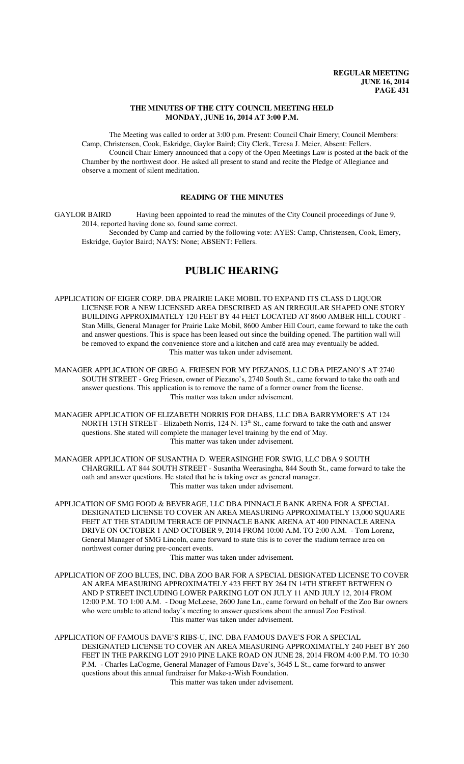### THE MINUTES OF THE CITY COUNCIL MEETING HELD MONDAY, JUNE 16, 2014 AT 3:00 P.M.

The Meeting was called to order at 3:00 p.m. Present: Council Chair Emery; Council Members: Camp, Christensen, Cook, Eskridge, Gaylor Baird; City Clerk, Teresa J. Meier, Absent: Fellers.

Council Chair Emery announced that a copy of the Open Meetings Law is posted at the back of the Chamber by the northwest door. He asked all present to stand and recite the Pledge of Allegiance and observe a moment of silent meditation.

### READING OF THE MINUTES

GAYLOR BAIRD Having been appointed to read the minutes of the City Council proceedings of June 9, 2014, reported having done so, found same correct.

Seconded by Camp and carried by the following vote: AYES: Camp, Christensen, Cook, Emery, Eskridge, Gaylor Baird; NAYS: None; ABSENT: Fellers.

## PUBLIC HEARING

APPLICATION OF EIGER CORP. DBA PRAIRIE LAKE MOBIL TO EXPAND ITS CLASS D LIQUOR LICENSE FOR A NEW LICENSED AREA DESCRIBED AS AN IRREGULAR SHAPED ONE STORY BUILDING APPROXIMATELY 120 FEET BY 44 FEET LOCATED AT 8600 AMBER HILL COURT - Stan Mills, General Manager for Prairie Lake Mobil, 8600 Amber Hill Court, came forward to take the oath and answer questions. This is space has been leased out since the building opened. The partition wall will be removed to expand the convenience store and a kitchen and café area may eventually be added.

This matter was taken under advisement.

MANAGER APPLICATION OF GREG A. FRIESEN FOR MY PIEZANOS, LLC DBA PIEZANO'S AT 2740 SOUTH STREET - Greg Friesen, owner of Piezano's, 2740 South St., came forward to take the oath and answer questions. This application is to remove the name of a former owner from the license.

This matter was taken under advisement.

MANAGER APPLICATION OF ELIZABETH NORRIS FOR DHABS, LLC DBA BARRYMORE'S AT 124 NORTH 13TH STREET - Elizabeth Norris, 124 N. 13th St., came forward to take the oath and answer questions. She stated will complete the manager level training by the end of May.

This matter was taken under advisement.

MANAGER APPLICATION OF SUSANTHA D. WEERASINGHE FOR SWIG, LLC DBA 9 SOUTH CHARGRILL AT 844 SOUTH STREET - Susantha Weerasingha, 844 South St., came forward to take the oath and answer questions. He stated that he is taking over as general manager.

This matter was taken under advisement.

APPLICATION OF SMG FOOD & BEVERAGE, LLC DBA PINNACLE BANK ARENA FOR A SPECIAL DESIGNATED LICENSE TO COVER AN AREA MEASURING APPROXIMATELY 13,000 SQUARE FEET AT THE STADIUM TERRACE OF PINNACLE BANK ARENA AT 400 PINNACLE ARENA DRIVE ON OCTOBER 1 AND OCTOBER 9, 2014 FROM 10:00 A.M. TO 2:00 A.M. - Tom Lorenz, General Manager of SMG Lincoln, came forward to state this is to cover the stadium terrace area on northwest corner during pre-concert events.

This matter was taken under advisement.

APPLICATION OF ZOO BLUES, INC. DBA ZOO BAR FOR A SPECIAL DESIGNATED LICENSE TO COVER AN AREA MEASURING APPROXIMATELY 423 FEET BY 264 IN 14TH STREET BETWEEN O AND P STREET INCLUDING LOWER PARKING LOT ON JULY 11 AND JULY 12, 2014 FROM 12:00 P.M. TO 1:00 A.M. - Doug McLeese, 2600 Jane Ln., came forward on behalf of the Zoo Bar owners who were unable to attend today's meeting to answer questions about the annual Zoo Festival.

This matter was taken under advisement.

APPLICATION OF FAMOUS DAVE'S RIBS-U, INC. DBA FAMOUS DAVE'S FOR A SPECIAL DESIGNATED LICENSE TO COVER AN AREA MEASURING APPROXIMATELY 240 FEET BY 260 FEET IN THE PARKING LOT 2910 PINE LAKE ROAD ON JUNE 28, 2014 FROM 4:00 P.M. TO 10:30 P.M. - Charles LaCogrne, General Manager of Famous Dave's, 3645 L St., came forward to answer questions about this annual fundraiser for Make-a-Wish Foundation.

This matter was taken under advisement.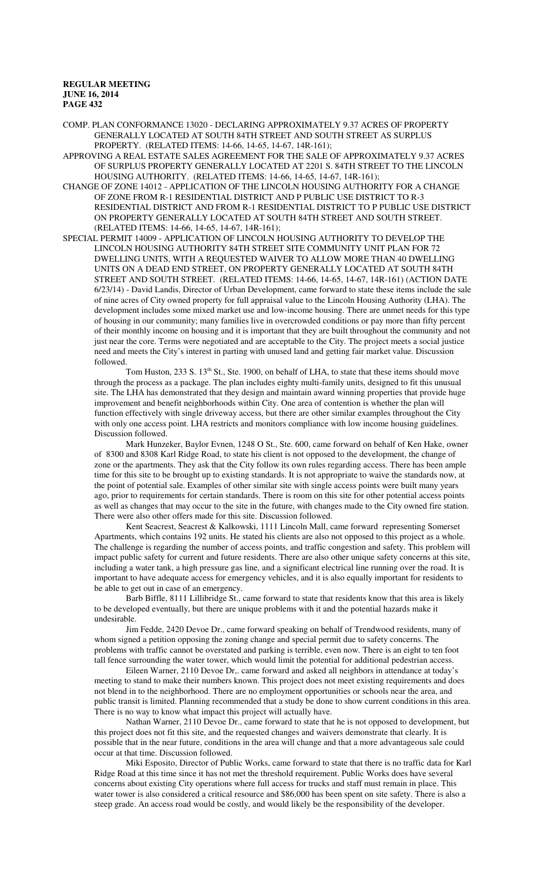COMP. PLAN CONFORMANCE 13020 - DECLARING APPROXIMATELY 9.37 ACRES OF PROPERTY GENERALLY LOCATED AT SOUTH 84TH STREET AND SOUTH STREET AS SURPLUS PROPERTY. (RELATED ITEMS: 14-66, 14-65, 14-67, 14R-161);

APPROVING A REAL ESTATE SALES AGREEMENT FOR THE SALE OF APPROXIMATELY 9.37 ACRES OF SURPLUS PROPERTY GENERALLY LOCATED AT 2201 S. 84TH STREET TO THE LINCOLN HOUSING AUTHORITY. (RELATED ITEMS: 14-66, 14-65, 14-67, 14R-161);

CHANGE OF ZONE 14012 - APPLICATION OF THE LINCOLN HOUSING AUTHORITY FOR A CHANGE OF ZONE FROM R-1 RESIDENTIAL DISTRICT AND P PUBLIC USE DISTRICT TO R-3 RESIDENTIAL DISTRICT AND FROM R-1 RESIDENTIAL DISTRICT TO P PUBLIC USE DISTRICT ON PROPERTY GENERALLY LOCATED AT SOUTH 84TH STREET AND SOUTH STREET. (RELATED ITEMS: 14-66, 14-65, 14-67, 14R-161);

SPECIAL PERMIT 14009 - APPLICATION OF LINCOLN HOUSING AUTHORITY TO DEVELOP THE LINCOLN HOUSING AUTHORITY 84TH STREET SITE COMMUNITY UNIT PLAN FOR 72 DWELLING UNITS, WITH A REQUESTED WAIVER TO ALLOW MORE THAN 40 DWELLING UNITS ON A DEAD END STREET, ON PROPERTY GENERALLY LOCATED AT SOUTH 84TH STREET AND SOUTH STREET. (RELATED ITEMS: 14-66, 14-65, 14-67, 14R-161) (ACTION DATE 6/23/14) - David Landis, Director of Urban Development, came forward to state these items include the sale of nine acres of City owned property for full appraisal value to the Lincoln Housing Authority (LHA). The development includes some mixed market use and low-income housing. There are unmet needs for this type of housing in our community; many families live in overcrowded conditions or pay more than fifty percent of their monthly income on housing and it is important that they are built throughout the community and not just near the core. Terms were negotiated and are acceptable to the City. The project meets a social justice need and meets the City's interest in parting with unused land and getting fair market value. Discussion followed.

Tom Huston, 233 S. 13th St., Ste. 1900, on behalf of LHA, to state that these items should move through the process as a package. The plan includes eighty multi-family units, designed to fit this unusual site. The LHA has demonstrated that they design and maintain award winning properties that provide huge improvement and benefit neighborhoods within City. One area of contention is whether the plan will function effectively with single driveway access, but there are other similar examples throughout the City with only one access point. LHA restricts and monitors compliance with low income housing guidelines. Discussion followed.

Mark Hunzeker, Baylor Evnen, 1248 O St., Ste. 600, came forward on behalf of Ken Hake, owner of 8300 and 8308 Karl Ridge Road, to state his client is not opposed to the development, the change of zone or the apartments. They ask that the City follow its own rules regarding access. There has been ample time for this site to be brought up to existing standards. It is not appropriate to waive the standards now, at the point of potential sale. Examples of other similar site with single access points were built many years ago, prior to requirements for certain standards. There is room on this site for other potential access points as well as changes that may occur to the site in the future, with changes made to the City owned fire station. There were also other offers made for this site. Discussion followed.

Kent Seacrest, Seacrest & Kalkowski, 1111 Lincoln Mall, came forward representing Somerset Apartments, which contains 192 units. He stated his clients are also not opposed to this project as a whole. The challenge is regarding the number of access points, and traffic congestion and safety. This problem will impact public safety for current and future residents. There are also other unique safety concerns at this site, including a water tank, a high pressure gas line, and a significant electrical line running over the road. It is important to have adequate access for emergency vehicles, and it is also equally important for residents to be able to get out in case of an emergency.

Barb Biffle, 8111 Lillibridge St., came forward to state that residents know that this area is likely to be developed eventually, but there are unique problems with it and the potential hazards make it undesirable.

Jim Fedde, 2420 Devoe Dr., came forward speaking on behalf of Trendwood residents, many of whom signed a petition opposing the zoning change and special permit due to safety concerns. The problems with traffic cannot be overstated and parking is terrible, even now. There is an eight to ten foot tall fence surrounding the water tower, which would limit the potential for additional pedestrian access.

Eileen Warner, 2110 Devoe Dr,. came forward and asked all neighbors in attendance at today's meeting to stand to make their numbers known. This project does not meet existing requirements and does not blend in to the neighborhood. There are no employment opportunities or schools near the area, and public transit is limited. Planning recommended that a study be done to show current conditions in this area. There is no way to know what impact this project will actually have.

Nathan Warner, 2110 Devoe Dr., came forward to state that he is not opposed to development, but this project does not fit this site, and the requested changes and waivers demonstrate that clearly. It is possible that in the near future, conditions in the area will change and that a more advantageous sale could occur at that time. Discussion followed.

Miki Esposito, Director of Public Works, came forward to state that there is no traffic data for Karl Ridge Road at this time since it has not met the threshold requirement. Public Works does have several concerns about existing City operations where full access for trucks and staff must remain in place. This water tower is also considered a critical resource and $86,000 has been spent on site safety. There is also a steep grade. An access road would be costly, and would likely be the responsibility of the developer.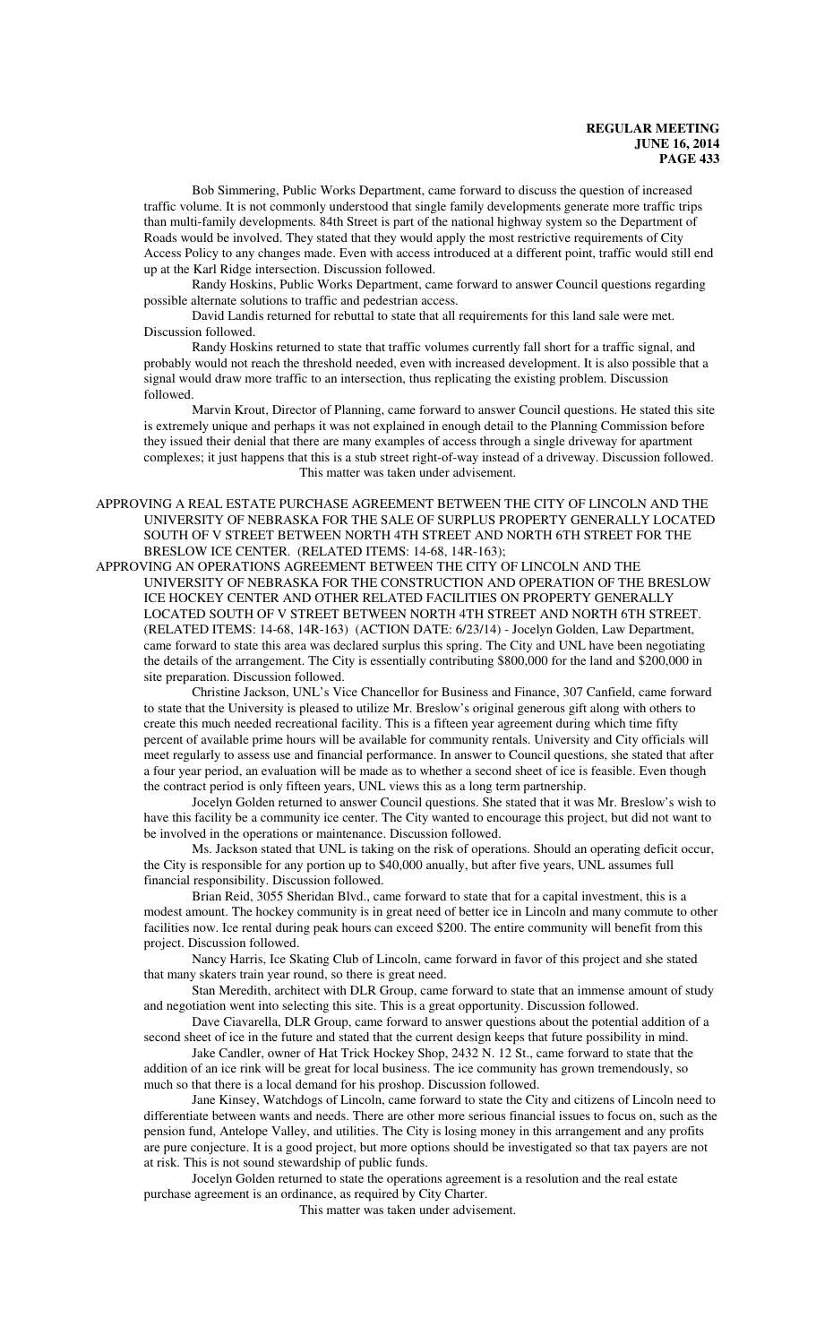Bob Simmering, Public Works Department, came forward to discuss the question of increased traffic volume. It is not commonly understood that single family developments generate more traffic trips than multi-family developments. 84th Street is part of the national highway system so the Department of Roads would be involved. They stated that they would apply the most restrictive requirements of City Access Policy to any changes made. Even with access introduced at a different point, traffic would still end up at the Karl Ridge intersection. Discussion followed.

Randy Hoskins, Public Works Department, came forward to answer Council questions regarding possible alternate solutions to traffic and pedestrian access.

David Landis returned for rebuttal to state that all requirements for this land sale were met. Discussion followed.

Randy Hoskins returned to state that traffic volumes currently fall short for a traffic signal, and probably would not reach the threshold needed, even with increased development. It is also possible that a signal would draw more traffic to an intersection, thus replicating the existing problem. Discussion followed.

Marvin Krout, Director of Planning, came forward to answer Council questions. He stated this site is extremely unique and perhaps it was not explained in enough detail to the Planning Commission before they issued their denial that there are many examples of access through a single driveway for apartment complexes; it just happens that this is a stub street right-of-way instead of a driveway. Discussion followed.

This matter was taken under advisement.

APPROVING A REAL ESTATE PURCHASE AGREEMENT BETWEEN THE CITY OF LINCOLN AND THE UNIVERSITY OF NEBRASKA FOR THE SALE OF SURPLUS PROPERTY GENERALLY LOCATED SOUTH OF V STREET BETWEEN NORTH 4TH STREET AND NORTH 6TH STREET FOR THE BRESLOW ICE CENTER. (RELATED ITEMS: 14-68, 14R-163);

APPROVING AN OPERATIONS AGREEMENT BETWEEN THE CITY OF LINCOLN AND THE UNIVERSITY OF NEBRASKA FOR THE CONSTRUCTION AND OPERATION OF THE BRESLOW ICE HOCKEY CENTER AND OTHER RELATED FACILITIES ON PROPERTY GENERALLY LOCATED SOUTH OF V STREET BETWEEN NORTH 4TH STREET AND NORTH 6TH STREET. (RELATED ITEMS: 14-68, 14R-163) (ACTION DATE: 6/23/14) - Jocelyn Golden, Law Department, came forward to state this area was declared surplus this spring. The City and UNL have been negotiating the details of the arrangement. The City is essentially contributing $800,000 for the land and $200,000 in site preparation. Discussion followed.

Christine Jackson, UNL's Vice Chancellor for Business and Finance, 307 Canfield, came forward to state that the University is pleased to utilize Mr. Breslow's original generous gift along with others to create this much needed recreational facility. This is a fifteen year agreement during which time fifty percent of available prime hours will be available for community rentals. University and City officials will meet regularly to assess use and financial performance. In answer to Council questions, she stated that after a four year period, an evaluation will be made as to whether a second sheet of ice is feasible. Even though the contract period is only fifteen years, UNL views this as a long term partnership.

Jocelyn Golden returned to answer Council questions. She stated that it was Mr. Breslow's wish to have this facility be a community ice center. The City wanted to encourage this project, but did not want to be involved in the operations or maintenance. Discussion followed.

Ms. Jackson stated that UNL is taking on the risk of operations. Should an operating deficit occur, the City is responsible for any portion up to $40,000 anually, but after five years, UNL assumes full financial responsibility. Discussion followed.

Brian Reid, 3055 Sheridan Blvd., came forward to state that for a capital investment, this is a modest amount. The hockey community is in great need of better ice in Lincoln and many commute to other facilities now. Ice rental during peak hours can exceed $200. The entire community will benefit from this project. Discussion followed.

Nancy Harris, Ice Skating Club of Lincoln, came forward in favor of this project and she stated that many skaters train year round, so there is great need.

Stan Meredith, architect with DLR Group, came forward to state that an immense amount of study and negotiation went into selecting this site. This is a great opportunity. Discussion followed.

Dave Ciavarella, DLR Group, came forward to answer questions about the potential addition of a second sheet of ice in the future and stated that the current design keeps that future possibility in mind.

Jake Candler, owner of Hat Trick Hockey Shop, 2432 N. 12 St., came forward to state that the addition of an ice rink will be great for local business. The ice community has grown tremendously, so much so that there is a local demand for his proshop. Discussion followed.

Jane Kinsey, Watchdogs of Lincoln, came forward to state the City and citizens of Lincoln need to differentiate between wants and needs. There are other more serious financial issues to focus on, such as the pension fund, Antelope Valley, and utilities. The City is losing money in this arrangement and any profits are pure conjecture. It is a good project, but more options should be investigated so that tax payers are not at risk. This is not sound stewardship of public funds.

Jocelyn Golden returned to state the operations agreement is a resolution and the real estate purchase agreement is an ordinance, as required by City Charter.

This matter was taken under advisement.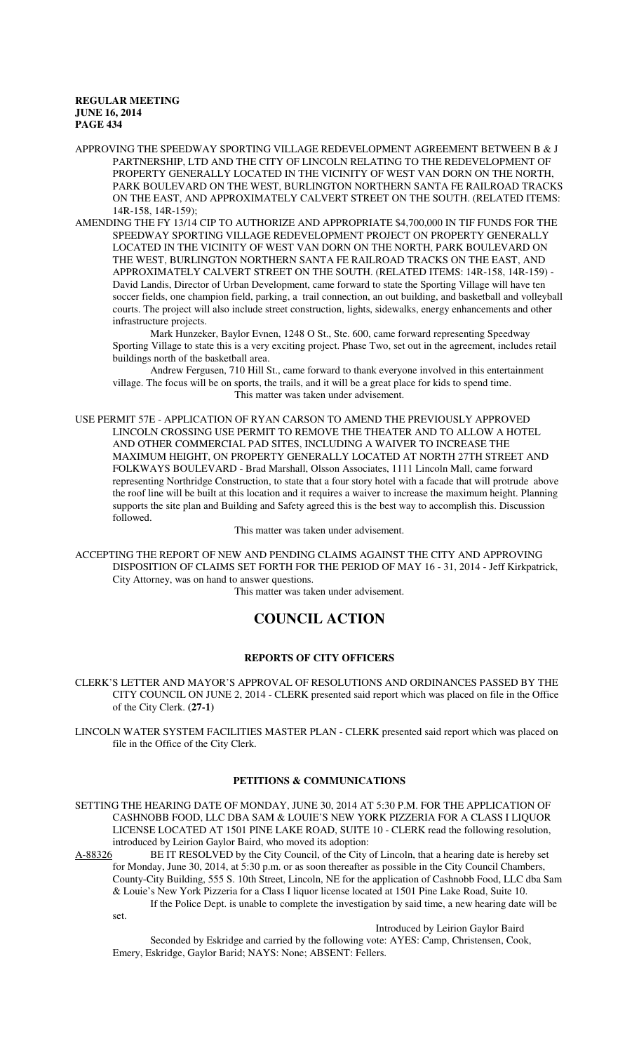APPROVING THE SPEEDWAY SPORTING VILLAGE REDEVELOPMENT AGREEMENT BETWEEN B & J PARTNERSHIP, LTD AND THE CITY OF LINCOLN RELATING TO THE REDEVELOPMENT OF PROPERTY GENERALLY LOCATED IN THE VICINITY OF WEST VAN DORN ON THE NORTH, PARK BOULEVARD ON THE WEST, BURLINGTON NORTHERN SANTA FE RAILROAD TRACKS ON THE EAST, AND APPROXIMATELY CALVERT STREET ON THE SOUTH. (RELATED ITEMS: 14R-158, 14R-159);

AMENDING THE FY 13/14 CIP TO AUTHORIZE AND APPROPRIATE $4,700,000 IN TIF FUNDS FOR THE SPEEDWAY SPORTING VILLAGE REDEVELOPMENT PROJECT ON PROPERTY GENERALLY LOCATED IN THE VICINITY OF WEST VAN DORN ON THE NORTH, PARK BOULEVARD ON THE WEST, BURLINGTON NORTHERN SANTA FE RAILROAD TRACKS ON THE EAST, AND APPROXIMATELY CALVERT STREET ON THE SOUTH. (RELATED ITEMS: 14R-158, 14R-159) - David Landis, Director of Urban Development, came forward to state the Sporting Village will have ten soccer fields, one champion field, parking, a trail connection, an out building, and basketball and volleyball courts. The project will also include street construction, lights, sidewalks, energy enhancements and other infrastructure projects.

Mark Hunzeker, Baylor Evnen, 1248 O St., Ste. 600, came forward representing Speedway Sporting Village to state this is a very exciting project. Phase Two, set out in the agreement, includes retail buildings north of the basketball area.

Andrew Fergusen, 710 Hill St., came forward to thank everyone involved in this entertainment village. The focus will be on sports, the trails, and it will be a great place for kids to spend time.

This matter was taken under advisement.

USE PERMIT 57E - APPLICATION OF RYAN CARSON TO AMEND THE PREVIOUSLY APPROVED LINCOLN CROSSING USE PERMIT TO REMOVE THE THEATER AND TO ALLOW A HOTEL AND OTHER COMMERCIAL PAD SITES, INCLUDING A WAIVER TO INCREASE THE MAXIMUM HEIGHT, ON PROPERTY GENERALLY LOCATED AT NORTH 27TH STREET AND FOLKWAYS BOULEVARD - Brad Marshall, Olsson Associates, 1111 Lincoln Mall, came forward representing Northridge Construction, to state that a four story hotel with a facade that will protrude above the roof line will be built at this location and it requires a waiver to increase the maximum height. Planning supports the site plan and Building and Safety agreed this is the best way to accomplish this. Discussion followed.

This matter was taken under advisement.

ACCEPTING THE REPORT OF NEW AND PENDING CLAIMS AGAINST THE CITY AND APPROVING DISPOSITION OF CLAIMS SET FORTH FOR THE PERIOD OF MAY 16 - 31, 2014 - Jeff Kirkpatrick, City Attorney, was on hand to answer questions.

This matter was taken under advisement.

# COUNCIL ACTION

## REPORTS OF CITY OFFICERS

CLERK'S LETTER AND MAYOR'S APPROVAL OF RESOLUTIONS AND ORDINANCES PASSED BY THE CITY COUNCIL ON JUNE 2, 2014 - CLERK presented said report which was placed on file in the Office of the City Clerk. **(27-1)**

LINCOLN WATER SYSTEM FACILITIES MASTER PLAN - CLERK presented said report which was placed on file in the Office of the City Clerk.

## PETITIONS & COMMUNICATIONS

SETTING THE HEARING DATE OF MONDAY, JUNE 30, 2014 AT 5:30 P.M. FOR THE APPLICATION OF CASHNOBB FOOD, LLC DBA SAM & LOUIE'S NEW YORK PIZZERIA FOR A CLASS I LIQUOR LICENSE LOCATED AT 1501 PINE LAKE ROAD, SUITE 10 - CLERK read the following resolution, introduced by Leirion Gaylor Baird, who moved its adoption:

A-88326 BE IT RESOLVED by the City Council, of the City of Lincoln, that a hearing date is hereby set for Monday, June 30, 2014, at 5:30 p.m. or as soon thereafter as possible in the City Council Chambers, County-City Building, 555 S. 10th Street, Lincoln, NE for the application of Cashnobb Food, LLC dba Sam & Louie's New York Pizzeria for a Class I liquor license located at 1501 Pine Lake Road, Suite 10.

If the Police Dept. is unable to complete the investigation by said time, a new hearing date will be set.

Introduced by Leirion Gaylor Baird

Seconded by Eskridge and carried by the following vote: AYES: Camp, Christensen, Cook, Emery, Eskridge, Gaylor Barid; NAYS: None; ABSENT: Fellers.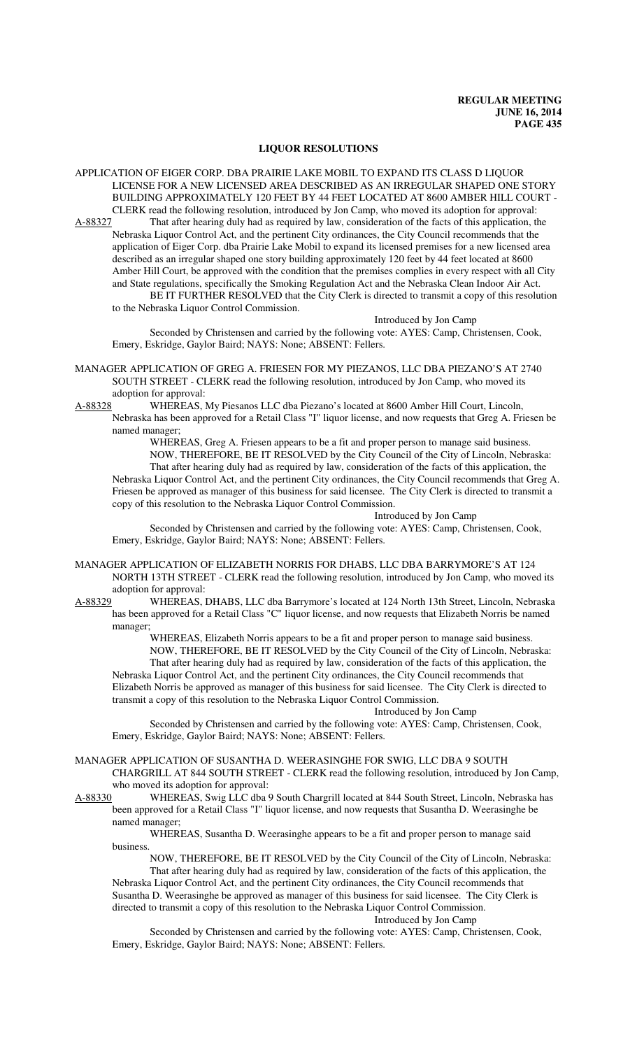## LIQUOR RESOLUTIONS

APPLICATION OF EIGER CORP. DBA PRAIRIE LAKE MOBIL TO EXPAND ITS CLASS D LIQUOR LICENSE FOR A NEW LICENSED AREA DESCRIBED AS AN IRREGULAR SHAPED ONE STORY BUILDING APPROXIMATELY 120 FEET BY 44 FEET LOCATED AT 8600 AMBER HILL COURT - CLERK read the following resolution, introduced by Jon Camp, who moved its adoption for approval:

A-88327 That after hearing duly had as required by law, consideration of the facts of this application, the Nebraska Liquor Control Act, and the pertinent City ordinances, the City Council recommends that the application of Eiger Corp. dba Prairie Lake Mobil to expand its licensed premises for a new licensed area described as an irregular shaped one story building approximately 120 feet by 44 feet located at 8600 Amber Hill Court, be approved with the condition that the premises complies in every respect with all City and State regulations, specifically the Smoking Regulation Act and the Nebraska Clean Indoor Air Act.

BE IT FURTHER RESOLVED that the City Clerk is directed to transmit a copy of this resolution to the Nebraska Liquor Control Commission.

Introduced by Jon Camp

Seconded by Christensen and carried by the following vote: AYES: Camp, Christensen, Cook, Emery, Eskridge, Gaylor Baird; NAYS: None; ABSENT: Fellers.

MANAGER APPLICATION OF GREG A. FRIESEN FOR MY PIEZANOS, LLC DBA PIEZANO'S AT 2740 SOUTH STREET - CLERK read the following resolution, introduced by Jon Camp, who moved its adoption for approval:

A-88328 WHEREAS, My Piesanos LLC dba Piezano's located at 8600 Amber Hill Court, Lincoln, Nebraska has been approved for a Retail Class "I" liquor license, and now requests that Greg A. Friesen be named manager;

WHEREAS, Greg A. Friesen appears to be a fit and proper person to manage said business.

NOW, THEREFORE, BE IT RESOLVED by the City Council of the City of Lincoln, Nebraska:

That after hearing duly had as required by law, consideration of the facts of this application, the Nebraska Liquor Control Act, and the pertinent City ordinances, the City Council recommends that Greg A. Friesen be approved as manager of this business for said licensee. The City Clerk is directed to transmit a copy of this resolution to the Nebraska Liquor Control Commission.

Introduced by Jon Camp

Seconded by Christensen and carried by the following vote: AYES: Camp, Christensen, Cook, Emery, Eskridge, Gaylor Baird; NAYS: None; ABSENT: Fellers.

MANAGER APPLICATION OF ELIZABETH NORRIS FOR DHABS, LLC DBA BARRYMORE'S AT 124 NORTH 13TH STREET - CLERK read the following resolution, introduced by Jon Camp, who moved its adoption for approval:

A-88329 WHEREAS, DHABS, LLC dba Barrymore's located at 124 North 13th Street, Lincoln, Nebraska has been approved for a Retail Class "C" liquor license, and now requests that Elizabeth Norris be named manager;

WHEREAS, Elizabeth Norris appears to be a fit and proper person to manage said business.

NOW, THEREFORE, BE IT RESOLVED by the City Council of the City of Lincoln, Nebraska:

That after hearing duly had as required by law, consideration of the facts of this application, the Nebraska Liquor Control Act, and the pertinent City ordinances, the City Council recommends that Elizabeth Norris be approved as manager of this business for said licensee. The City Clerk is directed to transmit a copy of this resolution to the Nebraska Liquor Control Commission.

Introduced by Jon Camp

Seconded by Christensen and carried by the following vote: AYES: Camp, Christensen, Cook, Emery, Eskridge, Gaylor Baird; NAYS: None; ABSENT: Fellers.

MANAGER APPLICATION OF SUSANTHA D. WEERASINGHE FOR SWIG, LLC DBA 9 SOUTH CHARGRILL AT 844 SOUTH STREET - CLERK read the following resolution, introduced by Jon Camp, who moved its adoption for approval:

A-88330 WHEREAS, Swig LLC dba 9 South Chargrill located at 844 South Street, Lincoln, Nebraska has been approved for a Retail Class "I" liquor license, and now requests that Susantha D. Weerasinghe be named manager;

WHEREAS, Susantha D. Weerasinghe appears to be a fit and proper person to manage said business.

NOW, THEREFORE, BE IT RESOLVED by the City Council of the City of Lincoln, Nebraska:

That after hearing duly had as required by law, consideration of the facts of this application, the Nebraska Liquor Control Act, and the pertinent City ordinances, the City Council recommends that Susantha D. Weerasinghe be approved as manager of this business for said licensee. The City Clerk is directed to transmit a copy of this resolution to the Nebraska Liquor Control Commission.

Introduced by Jon Camp

Seconded by Christensen and carried by the following vote: AYES: Camp, Christensen, Cook, Emery, Eskridge, Gaylor Baird; NAYS: None; ABSENT: Fellers.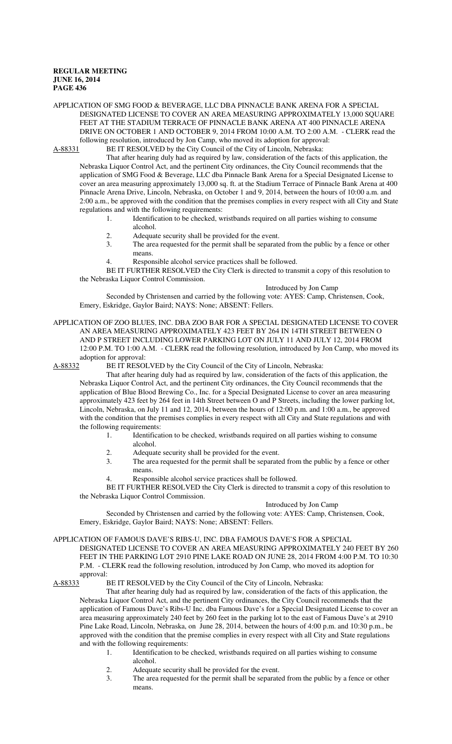APPLICATION OF SMG FOOD & BEVERAGE, LLC DBA PINNACLE BANK ARENA FOR A SPECIAL DESIGNATED LICENSE TO COVER AN AREA MEASURING APPROXIMATELY 13,000 SQUARE FEET AT THE STADIUM TERRACE OF PINNACLE BANK ARENA AT 400 PINNACLE ARENA DRIVE ON OCTOBER 1 AND OCTOBER 9, 2014 FROM 10:00 A.M. TO 2:00 A.M. - CLERK read the following resolution, introduced by Jon Camp, who moved its adoption for approval:

A-88331 BE IT RESOLVED by the City Council of the City of Lincoln, Nebraska:

That after hearing duly had as required by law, consideration of the facts of this application, the Nebraska Liquor Control Act, and the pertinent City ordinances, the City Council recommends that the application of SMG Food & Beverage, LLC dba Pinnacle Bank Arena for a Special Designated License to cover an area measuring approximately 13,000 sq. ft. at the Stadium Terrace of Pinnacle Bank Arena at 400 Pinnacle Arena Drive, Lincoln, Nebraska, on October 1 and 9, 2014, between the hours of 10:00 a.m. and 2:00 a.m., be approved with the condition that the premises complies in every respect with all City and State regulations and with the following requirements:

1. Identification to be checked, wristbands required on all parties wishing to consume alcohol.
2. Adequate security shall be provided for the event.
3. The area requested for the permit shall be separated from the public by a fence or other means.
4. Responsible alcohol service practices shall be followed.

BE IT FURTHER RESOLVED the City Clerk is directed to transmit a copy of this resolution to the Nebraska Liquor Control Commission.

Introduced by Jon Camp

Seconded by Christensen and carried by the following vote: AYES: Camp, Christensen, Cook, Emery, Eskridge, Gaylor Baird; NAYS: None; ABSENT: Fellers.

APPLICATION OF ZOO BLUES, INC. DBA ZOO BAR FOR A SPECIAL DESIGNATED LICENSE TO COVER AN AREA MEASURING APPROXIMATELY 423 FEET BY 264 IN 14TH STREET BETWEEN O AND P STREET INCLUDING LOWER PARKING LOT ON JULY 11 AND JULY 12, 2014 FROM 12:00 P.M. TO 1:00 A.M. - CLERK read the following resolution, introduced by Jon Camp, who moved its adoption for approval:

A-88332 BE IT RESOLVED by the City Council of the City of Lincoln, Nebraska:

That after hearing duly had as required by law, consideration of the facts of this application, the Nebraska Liquor Control Act, and the pertinent City ordinances, the City Council recommends that the application of Blue Blood Brewing Co., Inc. for a Special Designated License to cover an area measuring approximately 423 feet by 264 feet in 14th Street between O and P Streets, including the lower parking lot, Lincoln, Nebraska, on July 11 and 12, 2014, between the hours of 12:00 p.m. and 1:00 a.m., be approved with the condition that the premises complies in every respect with all City and State regulations and with the following requirements:

1. Identification to be checked, wristbands required on all parties wishing to consume alcohol.
2. Adequate security shall be provided for the event.
3. The area requested for the permit shall be separated from the public by a fence or other means.
4. Responsible alcohol service practices shall be followed.

BE IT FURTHER RESOLVED the City Clerk is directed to transmit a copy of this resolution to the Nebraska Liquor Control Commission.

Introduced by Jon Camp

Seconded by Christensen and carried by the following vote: AYES: Camp, Christensen, Cook, Emery, Eskridge, Gaylor Baird; NAYS: None; ABSENT: Fellers.

APPLICATION OF FAMOUS DAVE'S RIBS-U, INC. DBA FAMOUS DAVE'S FOR A SPECIAL DESIGNATED LICENSE TO COVER AN AREA MEASURING APPROXIMATELY 240 FEET BY 260 FEET IN THE PARKING LOT 2910 PINE LAKE ROAD ON JUNE 28, 2014 FROM 4:00 P.M. TO 10:30 P.M. - CLERK read the following resolution, introduced by Jon Camp, who moved its adoption for approval:

A-88333 BE IT RESOLVED by the City Council of the City of Lincoln, Nebraska:

That after hearing duly had as required by law, consideration of the facts of this application, the Nebraska Liquor Control Act, and the pertinent City ordinances, the City Council recommends that the application of Famous Dave's Ribs-U Inc. dba Famous Dave's for a Special Designated License to cover an area measuring approximately 240 feet by 260 feet in the parking lot to the east of Famous Dave's at 2910 Pine Lake Road, Lincoln, Nebraska, on June 28, 2014, between the hours of 4:00 p.m. and 10:30 p.m., be approved with the condition that the premise complies in every respect with all City and State regulations and with the following requirements:

1. Identification to be checked, wristbands required on all parties wishing to consume alcohol.
2. Adequate security shall be provided for the event.
3. The area requested for the permit shall be separated from the public by a fence or other means.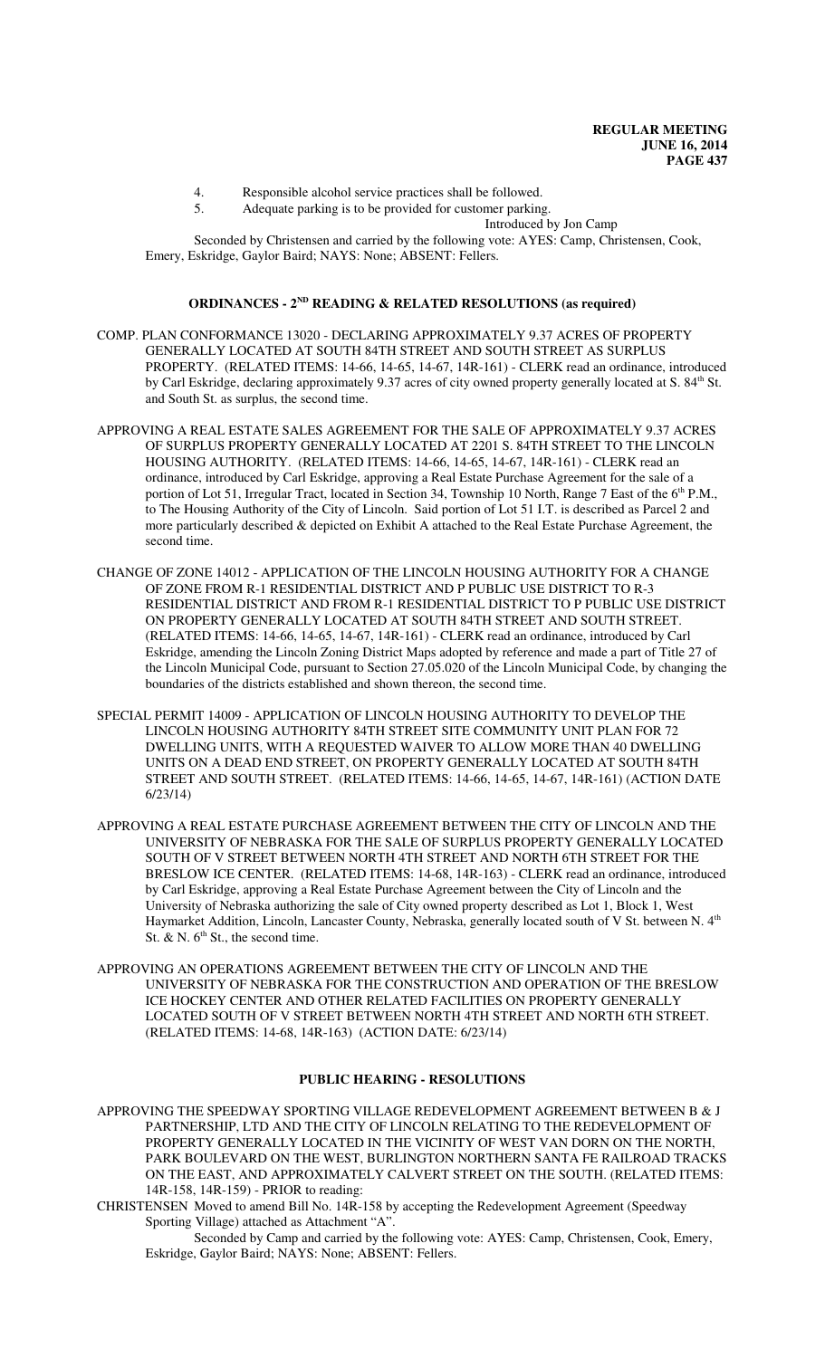4. Responsible alcohol service practices shall be followed.
5. Adequate parking is to be provided for customer parking.

Introduced by Jon Camp

Seconded by Christensen and carried by the following vote: AYES: Camp, Christensen, Cook, Emery, Eskridge, Gaylor Baird; NAYS: None; ABSENT: Fellers.

## ORDINANCES - 2ND READING & RELATED RESOLUTIONS (as required)

COMP. PLAN CONFORMANCE 13020 - DECLARING APPROXIMATELY 9.37 ACRES OF PROPERTY GENERALLY LOCATED AT SOUTH 84TH STREET AND SOUTH STREET AS SURPLUS PROPERTY. (RELATED ITEMS: 14-66, 14-65, 14-67, 14R-161) - CLERK read an ordinance, introduced by Carl Eskridge, declaring approximately 9.37 acres of city owned property generally located at S. 84th St. and South St. as surplus, the second time.

APPROVING A REAL ESTATE SALES AGREEMENT FOR THE SALE OF APPROXIMATELY 9.37 ACRES OF SURPLUS PROPERTY GENERALLY LOCATED AT 2201 S. 84TH STREET TO THE LINCOLN HOUSING AUTHORITY. (RELATED ITEMS: 14-66, 14-65, 14-67, 14R-161) - CLERK read an ordinance, introduced by Carl Eskridge, approving a Real Estate Purchase Agreement for the sale of a portion of Lot 51, Irregular Tract, located in Section 34, Township 10 North, Range 7 East of the 6th P.M., to The Housing Authority of the City of Lincoln. Said portion of Lot 51 I.T. is described as Parcel 2 and more particularly described & depicted on Exhibit A attached to the Real Estate Purchase Agreement, the second time.

CHANGE OF ZONE 14012 - APPLICATION OF THE LINCOLN HOUSING AUTHORITY FOR A CHANGE OF ZONE FROM R-1 RESIDENTIAL DISTRICT AND P PUBLIC USE DISTRICT TO R-3 RESIDENTIAL DISTRICT AND FROM R-1 RESIDENTIAL DISTRICT TO P PUBLIC USE DISTRICT ON PROPERTY GENERALLY LOCATED AT SOUTH 84TH STREET AND SOUTH STREET. (RELATED ITEMS: 14-66, 14-65, 14-67, 14R-161) - CLERK read an ordinance, introduced by Carl Eskridge, amending the Lincoln Zoning District Maps adopted by reference and made a part of Title 27 of the Lincoln Municipal Code, pursuant to Section 27.05.020 of the Lincoln Municipal Code, by changing the boundaries of the districts established and shown thereon, the second time.

SPECIAL PERMIT 14009 - APPLICATION OF LINCOLN HOUSING AUTHORITY TO DEVELOP THE LINCOLN HOUSING AUTHORITY 84TH STREET SITE COMMUNITY UNIT PLAN FOR 72 DWELLING UNITS, WITH A REQUESTED WAIVER TO ALLOW MORE THAN 40 DWELLING UNITS ON A DEAD END STREET, ON PROPERTY GENERALLY LOCATED AT SOUTH 84TH STREET AND SOUTH STREET. (RELATED ITEMS: 14-66, 14-65, 14-67, 14R-161) (ACTION DATE 6/23/14)

APPROVING A REAL ESTATE PURCHASE AGREEMENT BETWEEN THE CITY OF LINCOLN AND THE UNIVERSITY OF NEBRASKA FOR THE SALE OF SURPLUS PROPERTY GENERALLY LOCATED SOUTH OF V STREET BETWEEN NORTH 4TH STREET AND NORTH 6TH STREET FOR THE BRESLOW ICE CENTER. (RELATED ITEMS: 14-68, 14R-163) - CLERK read an ordinance, introduced by Carl Eskridge, approving a Real Estate Purchase Agreement between the City of Lincoln and the University of Nebraska authorizing the sale of City owned property described as Lot 1, Block 1, West Haymarket Addition, Lincoln, Lancaster County, Nebraska, generally located south of V St. between N. 4th St. & N. 6th St., the second time.

APPROVING AN OPERATIONS AGREEMENT BETWEEN THE CITY OF LINCOLN AND THE UNIVERSITY OF NEBRASKA FOR THE CONSTRUCTION AND OPERATION OF THE BRESLOW ICE HOCKEY CENTER AND OTHER RELATED FACILITIES ON PROPERTY GENERALLY LOCATED SOUTH OF V STREET BETWEEN NORTH 4TH STREET AND NORTH 6TH STREET. (RELATED ITEMS: 14-68, 14R-163) (ACTION DATE: 6/23/14)

## PUBLIC HEARING - RESOLUTIONS

APPROVING THE SPEEDWAY SPORTING VILLAGE REDEVELOPMENT AGREEMENT BETWEEN B & J PARTNERSHIP, LTD AND THE CITY OF LINCOLN RELATING TO THE REDEVELOPMENT OF PROPERTY GENERALLY LOCATED IN THE VICINITY OF WEST VAN DORN ON THE NORTH, PARK BOULEVARD ON THE WEST, BURLINGTON NORTHERN SANTA FE RAILROAD TRACKS ON THE EAST, AND APPROXIMATELY CALVERT STREET ON THE SOUTH. (RELATED ITEMS: 14R-158, 14R-159) - PRIOR to reading:

CHRISTENSEN Moved to amend Bill No. 14R-158 by accepting the Redevelopment Agreement (Speedway Sporting Village) attached as Attachment "A".

Seconded by Camp and carried by the following vote: AYES: Camp, Christensen, Cook, Emery, Eskridge, Gaylor Baird; NAYS: None; ABSENT: Fellers.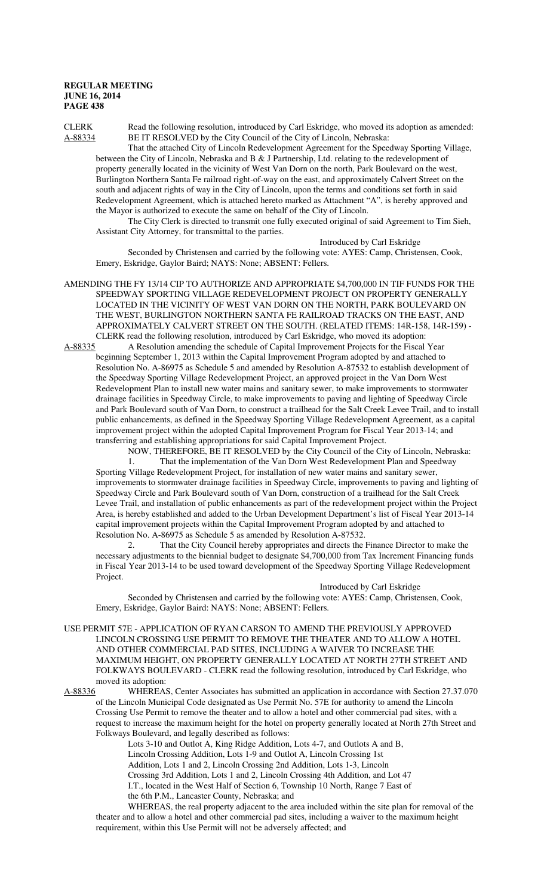CLERK Read the following resolution, introduced by Carl Eskridge, who moved its adoption as amended:

A-88334 BE IT RESOLVED by the City Council of the City of Lincoln, Nebraska:

That the attached City of Lincoln Redevelopment Agreement for the Speedway Sporting Village, between the City of Lincoln, Nebraska and B & J Partnership, Ltd. relating to the redevelopment of property generally located in the vicinity of West Van Dorn on the north, Park Boulevard on the west, Burlington Northern Santa Fe railroad right-of-way on the east, and approximately Calvert Street on the south and adjacent rights of way in the City of Lincoln, upon the terms and conditions set forth in said Redevelopment Agreement, which is attached hereto marked as Attachment "A", is hereby approved and the Mayor is authorized to execute the same on behalf of the City of Lincoln.

The City Clerk is directed to transmit one fully executed original of said Agreement to Tim Sieh, Assistant City Attorney, for transmittal to the parties.

Introduced by Carl Eskridge

Seconded by Christensen and carried by the following vote: AYES: Camp, Christensen, Cook, Emery, Eskridge, Gaylor Baird; NAYS: None; ABSENT: Fellers.

AMENDING THE FY 13/14 CIP TO AUTHORIZE AND APPROPRIATE $4,700,000 IN TIF FUNDS FOR THE SPEEDWAY SPORTING VILLAGE REDEVELOPMENT PROJECT ON PROPERTY GENERALLY LOCATED IN THE VICINITY OF WEST VAN DORN ON THE NORTH, PARK BOULEVARD ON THE WEST, BURLINGTON NORTHERN SANTA FE RAILROAD TRACKS ON THE EAST, AND APPROXIMATELY CALVERT STREET ON THE SOUTH. (RELATED ITEMS: 14R-158, 14R-159) - CLERK read the following resolution, introduced by Carl Eskridge, who moved its adoption:

A-88335 A Resolution amending the schedule of Capital Improvement Projects for the Fiscal Year beginning September 1, 2013 within the Capital Improvement Program adopted by and attached to Resolution No. A-86975 as Schedule 5 and amended by Resolution A-87532 to establish development of the Speedway Sporting Village Redevelopment Project, an approved project in the Van Dorn West Redevelopment Plan to install new water mains and sanitary sewer, to make improvements to stormwater drainage facilities in Speedway Circle, to make improvements to paving and lighting of Speedway Circle and Park Boulevard south of Van Dorn, to construct a trailhead for the Salt Creek Levee Trail, and to install public enhancements, as defined in the Speedway Sporting Village Redevelopment Agreement, as a capital improvement project within the adopted Capital Improvement Program for Fiscal Year 2013-14; and transferring and establishing appropriations for said Capital Improvement Project.

NOW, THEREFORE, BE IT RESOLVED by the City Council of the City of Lincoln, Nebraska:

1. That the implementation of the Van Dorn West Redevelopment Plan and Speedway Sporting Village Redevelopment Project, for installation of new water mains and sanitary sewer, improvements to stormwater drainage facilities in Speedway Circle, improvements to paving and lighting of Speedway Circle and Park Boulevard south of Van Dorn, construction of a trailhead for the Salt Creek Levee Trail, and installation of public enhancements as part of the redevelopment project within the Project Area, is hereby established and added to the Urban Development Department's list of Fiscal Year 2013-14 capital improvement projects within the Capital Improvement Program adopted by and attached to Resolution No. A-86975 as Schedule 5 as amended by Resolution A-87532.

2. That the City Council hereby appropriates and directs the Finance Director to make the necessary adjustments to the biennial budget to designate $4,700,000 from Tax Increment Financing funds in Fiscal Year 2013-14 to be used toward development of the Speedway Sporting Village Redevelopment Project.

Introduced by Carl Eskridge

Seconded by Christensen and carried by the following vote: AYES: Camp, Christensen, Cook, Emery, Eskridge, Gaylor Baird: NAYS: None; ABSENT: Fellers.

USE PERMIT 57E - APPLICATION OF RYAN CARSON TO AMEND THE PREVIOUSLY APPROVED LINCOLN CROSSING USE PERMIT TO REMOVE THE THEATER AND TO ALLOW A HOTEL AND OTHER COMMERCIAL PAD SITES, INCLUDING A WAIVER TO INCREASE THE MAXIMUM HEIGHT, ON PROPERTY GENERALLY LOCATED AT NORTH 27TH STREET AND FOLKWAYS BOULEVARD - CLERK read the following resolution, introduced by Carl Eskridge, who moved its adoption:

A-88336 WHEREAS, Center Associates has submitted an application in accordance with Section 27.37.070 of the Lincoln Municipal Code designated as Use Permit No. 57E for authority to amend the Lincoln Crossing Use Permit to remove the theater and to allow a hotel and other commercial pad sites, with a request to increase the maximum height for the hotel on property generally located at North 27th Street and Folkways Boulevard, and legally described as follows:

Lots 3-10 and Outlot A, King Ridge Addition, Lots 4-7, and Outlots A and B, Lincoln Crossing Addition, Lots 1-9 and Outlot A, Lincoln Crossing 1st Addition, Lots 1 and 2, Lincoln Crossing 2nd Addition, Lots 1-3, Lincoln Crossing 3rd Addition, Lots 1 and 2, Lincoln Crossing 4th Addition, and Lot 47 I.T., located in the West Half of Section 6, Township 10 North, Range 7 East of the 6th P.M., Lancaster County, Nebraska; and

WHEREAS, the real property adjacent to the area included within the site plan for removal of the theater and to allow a hotel and other commercial pad sites, including a waiver to the maximum height requirement, within this Use Permit will not be adversely affected; and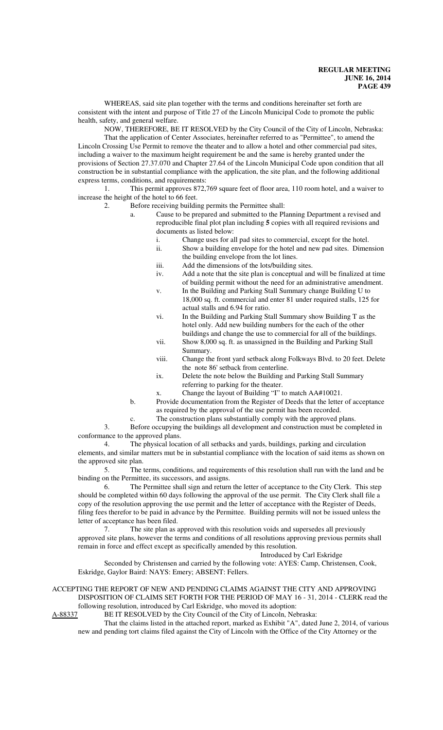WHEREAS, said site plan together with the terms and conditions hereinafter set forth are consistent with the intent and purpose of Title 27 of the Lincoln Municipal Code to promote the public health, safety, and general welfare.

NOW, THEREFORE, BE IT RESOLVED by the City Council of the City of Lincoln, Nebraska:

That the application of Center Associates, hereinafter referred to as "Permittee", to amend the Lincoln Crossing Use Permit to remove the theater and to allow a hotel and other commercial pad sites, including a waiver to the maximum height requirement be and the same is hereby granted under the provisions of Section 27.37.070 and Chapter 27.64 of the Lincoln Municipal Code upon condition that all construction be in substantial compliance with the application, the site plan, and the following additional express terms, conditions, and requirements:

1. This permit approves 872,769 square feet of floor area, 110 room hotel, and a waiver to increase the height of the hotel to 66 feet.
2. Before receiving building permits the Permittee shall:
   a. Cause to be prepared and submitted to the Planning Department a revised and reproducible final plot plan including **5** copies with all required revisions and documents as listed below:
      i. Change uses for all pad sites to commercial, except for the hotel.
      ii. Show a building envelope for the hotel and new pad sites. Dimension the building envelope from the lot lines.
      iii. Add the dimensions of the lots/building sites.
      iv. Add a note that the site plan is conceptual and will be finalized at time of building permit without the need for an administrative amendment.
      v. In the Building and Parking Stall Summary change Building U to 18,000 sq. ft. commercial and enter 81 under required stalls, 125 for actual stalls and 6.94 for ratio.
      vi. In the Building and Parking Stall Summary show Building T as the hotel only. Add new building numbers for the each of the other buildings and change the use to commercial for all of the buildings.
      vii. Show 8,000 sq. ft. as unassigned in the Building and Parking Stall Summary.
      viii. Change the front yard setback along Folkways Blvd. to 20 feet. Delete the note 86' setback from centerline.
      ix. Delete the note below the Building and Parking Stall Summary referring to parking for the theater.
      x. Change the layout of Building "I" to match AA#10021.
   b. Provide documentation from the Register of Deeds that the letter of acceptance as required by the approval of the use permit has been recorded.
   c. The construction plans substantially comply with the approved plans.
3. Before occupying the buildings all development and construction must be completed in conformance to the approved plans.
4. The physical location of all setbacks and yards, buildings, parking and circulation elements, and similar matters mut be in substantial compliance with the location of said items as shown on the approved site plan.
5. The terms, conditions, and requirements of this resolution shall run with the land and be binding on the Permittee, its successors, and assigns.
6. The Permittee shall sign and return the letter of acceptance to the City Clerk. This step should be completed within 60 days following the approval of the use permit. The City Clerk shall file a copy of the resolution approving the use permit and the letter of acceptance with the Register of Deeds, filing fees therefor to be paid in advance by the Permittee. Building permits will not be issued unless the letter of acceptance has been filed.
7. The site plan as approved with this resolution voids and supersedes all previously approved site plans, however the terms and conditions of all resolutions approving previous permits shall remain in force and effect except as specifically amended by this resolution.

Introduced by Carl Eskridge

Seconded by Christensen and carried by the following vote: AYES: Camp, Christensen, Cook, Eskridge, Gaylor Baird: NAYS: Emery; ABSENT: Fellers.

ACCEPTING THE REPORT OF NEW AND PENDING CLAIMS AGAINST THE CITY AND APPROVING DISPOSITION OF CLAIMS SET FORTH FOR THE PERIOD OF MAY 16 - 31, 2014 - CLERK read the following resolution, introduced by Carl Eskridge, who moved its adoption:

A-88337 BE IT RESOLVED by the City Council of the City of Lincoln, Nebraska:

That the claims listed in the attached report, marked as Exhibit "A", dated June 2, 2014, of various new and pending tort claims filed against the City of Lincoln with the Office of the City Attorney or the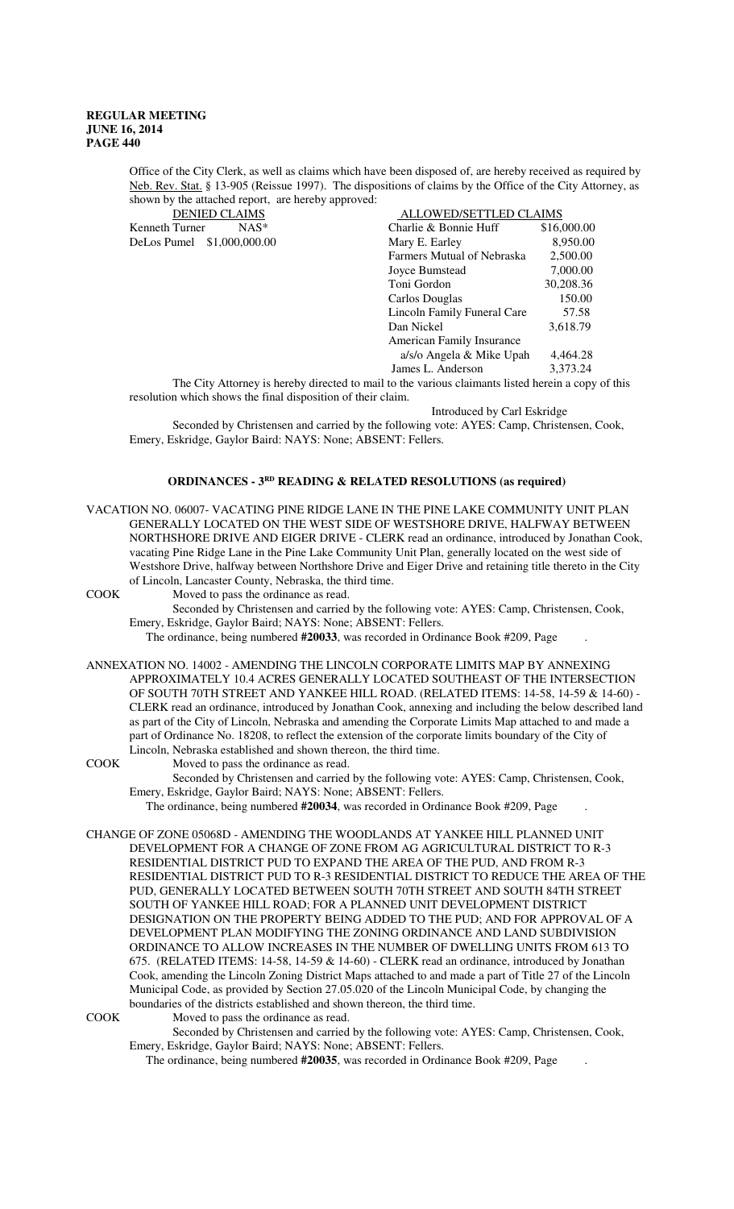Office of the City Clerk, as well as claims which have been disposed of, are hereby received as required by Neb. Rev. Stat. § 13-905 (Reissue 1997). The dispositions of claims by the Office of the City Attorney, as shown by the attached report, are hereby approved:

| DENIED CLAIMS | | ALLOWED/SETTLED CLAIMS | |
|---|---|---|---|
| Kenneth Turner | NAS* | Charlie & Bonnie Huff | $16,000.00 |
| DeLos Pumel | $1,000,000.00 | Mary E. Earley | 8,950.00 |
| | | Farmers Mutual of Nebraska | 2,500.00 |
| | | Joyce Bumstead | 7,000.00 |
| | | Toni Gordon | 30,208.36 |
| | | Carlos Douglas | 150.00 |
| | | Lincoln Family Funeral Care | 57.58 |
| | | Dan Nickel | 3,618.79 |
| | | American Family Insurance a/s/o Angela & Mike Upah | 4,464.28 |
| | | James L. Anderson | 3,373.24 |

The City Attorney is hereby directed to mail to the various claimants listed herein a copy of this resolution which shows the final disposition of their claim.

Introduced by Carl Eskridge

Seconded by Christensen and carried by the following vote: AYES: Camp, Christensen, Cook, Emery, Eskridge, Gaylor Baird: NAYS: None; ABSENT: Fellers.

## ORDINANCES - 3RD READING & RELATED RESOLUTIONS (as required)

VACATION NO. 06007- VACATING PINE RIDGE LANE IN THE PINE LAKE COMMUNITY UNIT PLAN GENERALLY LOCATED ON THE WEST SIDE OF WESTSHORE DRIVE, HALFWAY BETWEEN NORTHSHORE DRIVE AND EIGER DRIVE - CLERK read an ordinance, introduced by Jonathan Cook, vacating Pine Ridge Lane in the Pine Lake Community Unit Plan, generally located on the west side of Westshore Drive, halfway between Northshore Drive and Eiger Drive and retaining title thereto in the City of Lincoln, Lancaster County, Nebraska, the third time.

COOK Moved to pass the ordinance as read.

Seconded by Christensen and carried by the following vote: AYES: Camp, Christensen, Cook, Emery, Eskridge, Gaylor Baird; NAYS: None; ABSENT: Fellers.

The ordinance, being numbered **#20033**, was recorded in Ordinance Book #209, Page .

ANNEXATION NO. 14002 - AMENDING THE LINCOLN CORPORATE LIMITS MAP BY ANNEXING APPROXIMATELY 10.4 ACRES GENERALLY LOCATED SOUTHEAST OF THE INTERSECTION OF SOUTH 70TH STREET AND YANKEE HILL ROAD. (RELATED ITEMS: 14-58, 14-59 & 14-60) - CLERK read an ordinance, introduced by Jonathan Cook, annexing and including the below described land as part of the City of Lincoln, Nebraska and amending the Corporate Limits Map attached to and made a part of Ordinance No. 18208, to reflect the extension of the corporate limits boundary of the City of Lincoln, Nebraska established and shown thereon, the third time.

COOK Moved to pass the ordinance as read.

Seconded by Christensen and carried by the following vote: AYES: Camp, Christensen, Cook, Emery, Eskridge, Gaylor Baird; NAYS: None; ABSENT: Fellers.

The ordinance, being numbered **#20034**, was recorded in Ordinance Book #209, Page .

CHANGE OF ZONE 05068D - AMENDING THE WOODLANDS AT YANKEE HILL PLANNED UNIT DEVELOPMENT FOR A CHANGE OF ZONE FROM AG AGRICULTURAL DISTRICT TO R-3 RESIDENTIAL DISTRICT PUD TO EXPAND THE AREA OF THE PUD, AND FROM R-3 RESIDENTIAL DISTRICT PUD TO R-3 RESIDENTIAL DISTRICT TO REDUCE THE AREA OF THE PUD, GENERALLY LOCATED BETWEEN SOUTH 70TH STREET AND SOUTH 84TH STREET SOUTH OF YANKEE HILL ROAD; FOR A PLANNED UNIT DEVELOPMENT DISTRICT DESIGNATION ON THE PROPERTY BEING ADDED TO THE PUD; AND FOR APPROVAL OF A DEVELOPMENT PLAN MODIFYING THE ZONING ORDINANCE AND LAND SUBDIVISION ORDINANCE TO ALLOW INCREASES IN THE NUMBER OF DWELLING UNITS FROM 613 TO 675. (RELATED ITEMS: 14-58, 14-59 & 14-60) - CLERK read an ordinance, introduced by Jonathan Cook, amending the Lincoln Zoning District Maps attached to and made a part of Title 27 of the Lincoln Municipal Code, as provided by Section 27.05.020 of the Lincoln Municipal Code, by changing the boundaries of the districts established and shown thereon, the third time.

COOK Moved to pass the ordinance as read.

Seconded by Christensen and carried by the following vote: AYES: Camp, Christensen, Cook, Emery, Eskridge, Gaylor Baird; NAYS: None; ABSENT: Fellers.

The ordinance, being numbered **#20035**, was recorded in Ordinance Book #209, Page .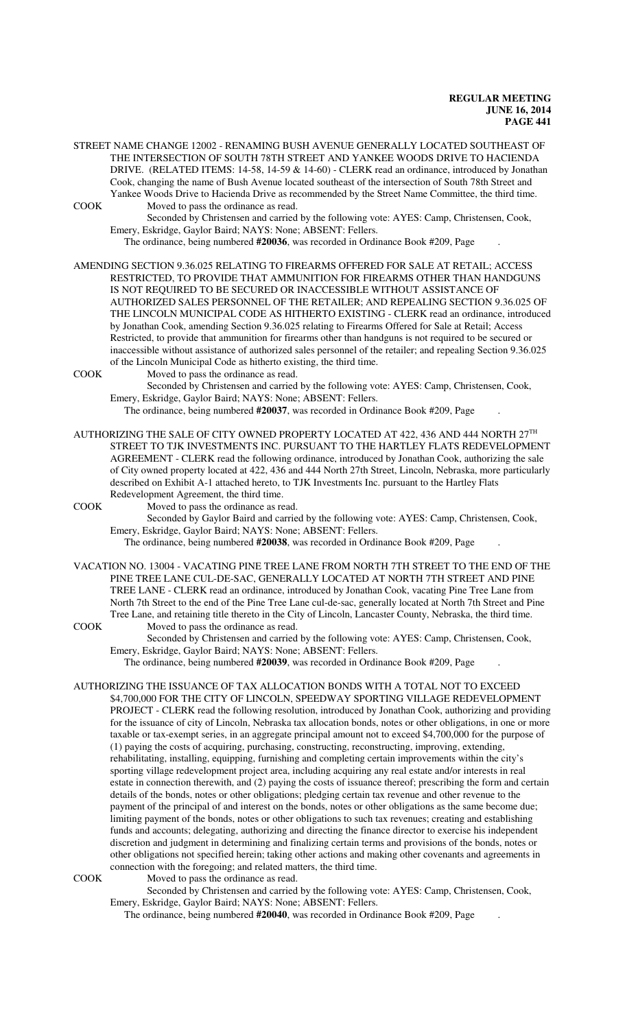STREET NAME CHANGE 12002 - RENAMING BUSH AVENUE GENERALLY LOCATED SOUTHEAST OF THE INTERSECTION OF SOUTH 78TH STREET AND YANKEE WOODS DRIVE TO HACIENDA DRIVE. (RELATED ITEMS: 14-58, 14-59 & 14-60) - CLERK read an ordinance, introduced by Jonathan Cook, changing the name of Bush Avenue located southeast of the intersection of South 78th Street and Yankee Woods Drive to Hacienda Drive as recommended by the Street Name Committee, the third time.

COOK Moved to pass the ordinance as read.

Seconded by Christensen and carried by the following vote: AYES: Camp, Christensen, Cook, Emery, Eskridge, Gaylor Baird; NAYS: None; ABSENT: Fellers.

The ordinance, being numbered **#20036**, was recorded in Ordinance Book #209, Page .

AMENDING SECTION 9.36.025 RELATING TO FIREARMS OFFERED FOR SALE AT RETAIL; ACCESS RESTRICTED, TO PROVIDE THAT AMMUNITION FOR FIREARMS OTHER THAN HANDGUNS IS NOT REQUIRED TO BE SECURED OR INACCESSIBLE WITHOUT ASSISTANCE OF AUTHORIZED SALES PERSONNEL OF THE RETAILER; AND REPEALING SECTION 9.36.025 OF THE LINCOLN MUNICIPAL CODE AS HITHERTO EXISTING - CLERK read an ordinance, introduced by Jonathan Cook, amending Section 9.36.025 relating to Firearms Offered for Sale at Retail; Access Restricted, to provide that ammunition for firearms other than handguns is not required to be secured or inaccessible without assistance of authorized sales personnel of the retailer; and repealing Section 9.36.025 of the Lincoln Municipal Code as hitherto existing, the third time.

COOK Moved to pass the ordinance as read.

Seconded by Christensen and carried by the following vote: AYES: Camp, Christensen, Cook, Emery, Eskridge, Gaylor Baird; NAYS: None; ABSENT: Fellers.

The ordinance, being numbered **#20037**, was recorded in Ordinance Book #209, Page .

AUTHORIZING THE SALE OF CITY OWNED PROPERTY LOCATED AT 422, 436 AND 444 NORTH 27TH STREET TO TJK INVESTMENTS INC. PURSUANT TO THE HARTLEY FLATS REDEVELOPMENT AGREEMENT - CLERK read the following ordinance, introduced by Jonathan Cook, authorizing the sale of City owned property located at 422, 436 and 444 North 27th Street, Lincoln, Nebraska, more particularly described on Exhibit A-1 attached hereto, to TJK Investments Inc. pursuant to the Hartley Flats Redevelopment Agreement, the third time.

COOK Moved to pass the ordinance as read.

Seconded by Gaylor Baird and carried by the following vote: AYES: Camp, Christensen, Cook, Emery, Eskridge, Gaylor Baird; NAYS: None; ABSENT: Fellers.

The ordinance, being numbered **#20038**, was recorded in Ordinance Book #209, Page .

VACATION NO. 13004 - VACATING PINE TREE LANE FROM NORTH 7TH STREET TO THE END OF THE PINE TREE LANE CUL-DE-SAC, GENERALLY LOCATED AT NORTH 7TH STREET AND PINE TREE LANE - CLERK read an ordinance, introduced by Jonathan Cook, vacating Pine Tree Lane from North 7th Street to the end of the Pine Tree Lane cul-de-sac, generally located at North 7th Street and Pine Tree Lane, and retaining title thereto in the City of Lincoln, Lancaster County, Nebraska, the third time.

COOK Moved to pass the ordinance as read.

Seconded by Christensen and carried by the following vote: AYES: Camp, Christensen, Cook, Emery, Eskridge, Gaylor Baird; NAYS: None; ABSENT: Fellers.

The ordinance, being numbered **#20039**, was recorded in Ordinance Book #209, Page .

AUTHORIZING THE ISSUANCE OF TAX ALLOCATION BONDS WITH A TOTAL NOT TO EXCEED $4,700,000 FOR THE CITY OF LINCOLN, SPEEDWAY SPORTING VILLAGE REDEVELOPMENT PROJECT - CLERK read the following resolution, introduced by Jonathan Cook, authorizing and providing for the issuance of city of Lincoln, Nebraska tax allocation bonds, notes or other obligations, in one or more taxable or tax-exempt series, in an aggregate principal amount not to exceed $4,700,000 for the purpose of (1) paying the costs of acquiring, purchasing, constructing, reconstructing, improving, extending, rehabilitating, installing, equipping, furnishing and completing certain improvements within the city's sporting village redevelopment project area, including acquiring any real estate and/or interests in real estate in connection therewith, and (2) paying the costs of issuance thereof; prescribing the form and certain details of the bonds, notes or other obligations; pledging certain tax revenue and other revenue to the payment of the principal of and interest on the bonds, notes or other obligations as the same become due; limiting payment of the bonds, notes or other obligations to such tax revenues; creating and establishing funds and accounts; delegating, authorizing and directing the finance director to exercise his independent discretion and judgment in determining and finalizing certain terms and provisions of the bonds, notes or other obligations not specified herein; taking other actions and making other covenants and agreements in connection with the foregoing; and related matters, the third time.

COOK Moved to pass the ordinance as read.

Seconded by Christensen and carried by the following vote: AYES: Camp, Christensen, Cook, Emery, Eskridge, Gaylor Baird; NAYS: None; ABSENT: Fellers.

The ordinance, being numbered **#20040**, was recorded in Ordinance Book #209, Page .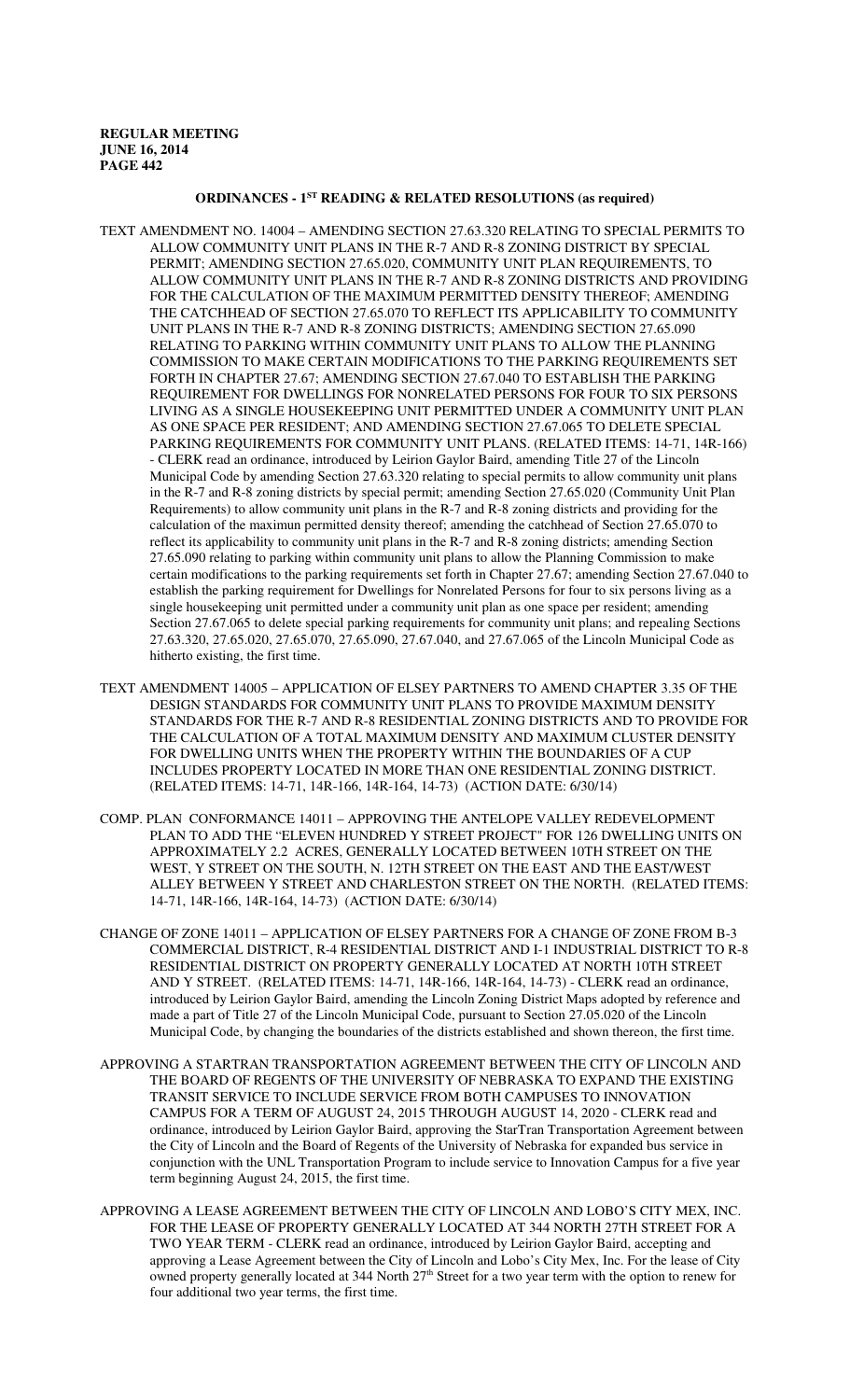## ORDINANCES - 1[ST] READING & RELATED RESOLUTIONS (as required)

TEXT AMENDMENT NO. 14004 – AMENDING SECTION 27.63.320 RELATING TO SPECIAL PERMITS TO ALLOW COMMUNITY UNIT PLANS IN THE R-7 AND R-8 ZONING DISTRICT BY SPECIAL PERMIT; AMENDING SECTION 27.65.020, COMMUNITY UNIT PLAN REQUIREMENTS, TO ALLOW COMMUNITY UNIT PLANS IN THE R-7 AND R-8 ZONING DISTRICTS AND PROVIDING FOR THE CALCULATION OF THE MAXIMUM PERMITTED DENSITY THEREOF; AMENDING THE CATCHHEAD OF SECTION 27.65.070 TO REFLECT ITS APPLICABILITY TO COMMUNITY UNIT PLANS IN THE R-7 AND R-8 ZONING DISTRICTS; AMENDING SECTION 27.65.090 RELATING TO PARKING WITHIN COMMUNITY UNIT PLANS TO ALLOW THE PLANNING COMMISSION TO MAKE CERTAIN MODIFICATIONS TO THE PARKING REQUIREMENTS SET FORTH IN CHAPTER 27.67; AMENDING SECTION 27.67.040 TO ESTABLISH THE PARKING REQUIREMENT FOR DWELLINGS FOR NONRELATED PERSONS FOR FOUR TO SIX PERSONS LIVING AS A SINGLE HOUSEKEEPING UNIT PERMITTED UNDER A COMMUNITY UNIT PLAN AS ONE SPACE PER RESIDENT; AND AMENDING SECTION 27.67.065 TO DELETE SPECIAL PARKING REQUIREMENTS FOR COMMUNITY UNIT PLANS. (RELATED ITEMS: 14-71, 14R-166) - CLERK read an ordinance, introduced by Leirion Gaylor Baird, amending Title 27 of the Lincoln Municipal Code by amending Section 27.63.320 relating to special permits to allow community unit plans in the R-7 and R-8 zoning districts by special permit; amending Section 27.65.020 (Community Unit Plan Requirements) to allow community unit plans in the R-7 and R-8 zoning districts and providing for the calculation of the maximun permitted density thereof; amending the catchhead of Section 27.65.070 to reflect its applicability to community unit plans in the R-7 and R-8 zoning districts; amending Section 27.65.090 relating to parking within community unit plans to allow the Planning Commission to make certain modifications to the parking requirements set forth in Chapter 27.67; amending Section 27.67.040 to establish the parking requirement for Dwellings for Nonrelated Persons for four to six persons living as a single housekeeping unit permitted under a community unit plan as one space per resident; amending Section 27.67.065 to delete special parking requirements for community unit plans; and repealing Sections 27.63.320, 27.65.020, 27.65.070, 27.65.090, 27.67.040, and 27.67.065 of the Lincoln Municipal Code as hitherto existing, the first time.

TEXT AMENDMENT 14005 – APPLICATION OF ELSEY PARTNERS TO AMEND CHAPTER 3.35 OF THE DESIGN STANDARDS FOR COMMUNITY UNIT PLANS TO PROVIDE MAXIMUM DENSITY STANDARDS FOR THE R-7 AND R-8 RESIDENTIAL ZONING DISTRICTS AND TO PROVIDE FOR THE CALCULATION OF A TOTAL MAXIMUM DENSITY AND MAXIMUM CLUSTER DENSITY FOR DWELLING UNITS WHEN THE PROPERTY WITHIN THE BOUNDARIES OF A CUP INCLUDES PROPERTY LOCATED IN MORE THAN ONE RESIDENTIAL ZONING DISTRICT. (RELATED ITEMS: 14-71, 14R-166, 14R-164, 14-73) (ACTION DATE: 6/30/14)

COMP. PLAN CONFORMANCE 14011 – APPROVING THE ANTELOPE VALLEY REDEVELOPMENT PLAN TO ADD THE "ELEVEN HUNDRED Y STREET PROJECT" FOR 126 DWELLING UNITS ON APPROXIMATELY 2.2 ACRES, GENERALLY LOCATED BETWEEN 10TH STREET ON THE WEST, Y STREET ON THE SOUTH, N. 12TH STREET ON THE EAST AND THE EAST/WEST ALLEY BETWEEN Y STREET AND CHARLESTON STREET ON THE NORTH. (RELATED ITEMS: 14-71, 14R-166, 14R-164, 14-73) (ACTION DATE: 6/30/14)

CHANGE OF ZONE 14011 – APPLICATION OF ELSEY PARTNERS FOR A CHANGE OF ZONE FROM B-3 COMMERCIAL DISTRICT, R-4 RESIDENTIAL DISTRICT AND I-1 INDUSTRIAL DISTRICT TO R-8 RESIDENTIAL DISTRICT ON PROPERTY GENERALLY LOCATED AT NORTH 10TH STREET AND Y STREET. (RELATED ITEMS: 14-71, 14R-166, 14R-164, 14-73) - CLERK read an ordinance, introduced by Leirion Gaylor Baird, amending the Lincoln Zoning District Maps adopted by reference and made a part of Title 27 of the Lincoln Municipal Code, pursuant to Section 27.05.020 of the Lincoln Municipal Code, by changing the boundaries of the districts established and shown thereon, the first time.

APPROVING A STARTRAN TRANSPORTATION AGREEMENT BETWEEN THE CITY OF LINCOLN AND THE BOARD OF REGENTS OF THE UNIVERSITY OF NEBRASKA TO EXPAND THE EXISTING TRANSIT SERVICE TO INCLUDE SERVICE FROM BOTH CAMPUSES TO INNOVATION CAMPUS FOR A TERM OF AUGUST 24, 2015 THROUGH AUGUST 14, 2020 - CLERK read and ordinance, introduced by Leirion Gaylor Baird, approving the StarTran Transportation Agreement between the City of Lincoln and the Board of Regents of the University of Nebraska for expanded bus service in conjunction with the UNL Transportation Program to include service to Innovation Campus for a five year term beginning August 24, 2015, the first time.

APPROVING A LEASE AGREEMENT BETWEEN THE CITY OF LINCOLN AND LOBO'S CITY MEX, INC. FOR THE LEASE OF PROPERTY GENERALLY LOCATED AT 344 NORTH 27TH STREET FOR A TWO YEAR TERM - CLERK read an ordinance, introduced by Leirion Gaylor Baird, accepting and approving a Lease Agreement between the City of Lincoln and Lobo's City Mex, Inc. For the lease of City owned property generally located at 344 North 27[th] Street for a two year term with the option to renew for four additional two year terms, the first time.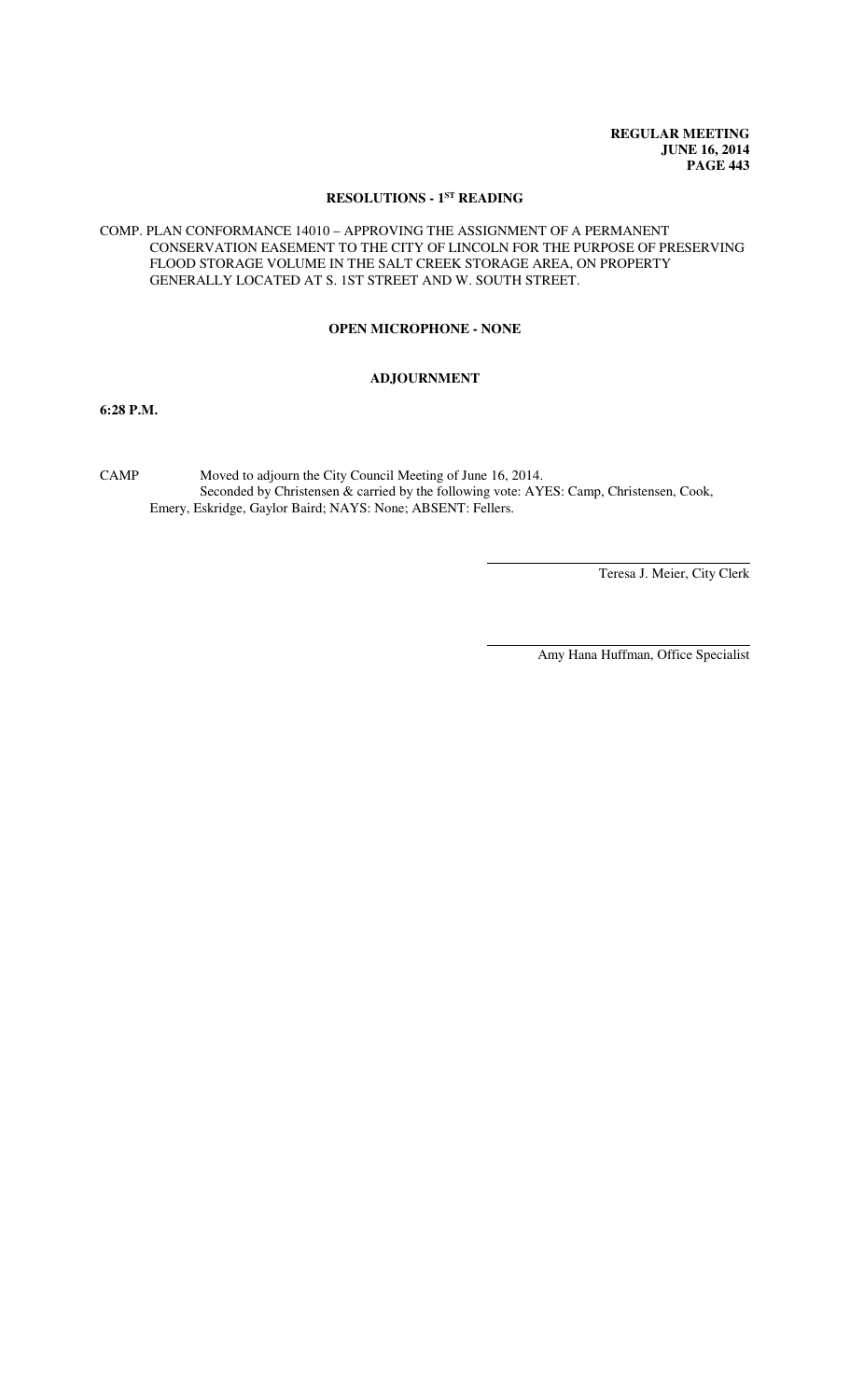## RESOLUTIONS - 1ST READING

COMP. PLAN CONFORMANCE 14010 – APPROVING THE ASSIGNMENT OF A PERMANENT CONSERVATION EASEMENT TO THE CITY OF LINCOLN FOR THE PURPOSE OF PRESERVING FLOOD STORAGE VOLUME IN THE SALT CREEK STORAGE AREA, ON PROPERTY GENERALLY LOCATED AT S. 1ST STREET AND W. SOUTH STREET.

## OPEN MICROPHONE - NONE

## ADJOURNMENT

**6:28 P.M.**

CAMP Moved to adjourn the City Council Meeting of June 16, 2014.
Seconded by Christensen & carried by the following vote: AYES: Camp, Christensen, Cook, Emery, Eskridge, Gaylor Baird; NAYS: None; ABSENT: Fellers.

Teresa J. Meier, City Clerk

Amy Hana Huffman, Office Specialist